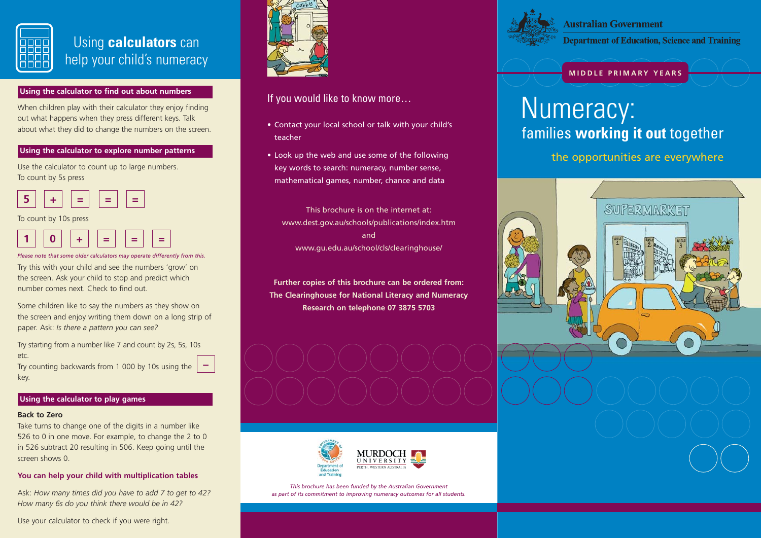# Using **calculators** can help your child's numeracy

## Using the calculator to find out about numbers

When children play with their calculator they enjoy finding out what happens when they press different keys. Talk about what they did to change the numbers on the screen.

## Using the calculator to explore number patterns

Use the calculator to count up to large numbers.
To count by 5s press

5 + = = =

To count by 10s press

1 0 + = = =

*Please note that some older calculators may operate differently from this.*

Try this with your child and see the numbers 'grow' on the screen. Ask your child to stop and predict which number comes next. Check to find out.

Some children like to say the numbers as they show on the screen and enjoy writing them down on a long strip of paper. Ask: *Is there a pattern you can see?*

Try starting from a number like 7 and count by 2s, 5s, 10s etc.
Try counting backwards from 1 000 by 10s using the − key.

## Using the calculator to play games

**Back to Zero**

Take turns to change one of the digits in a number like 526 to 0 in one move. For example, to change the 2 to 0 in 526 subtract 20 resulting in 506. Keep going until the screen shows 0.

**You can help your child with multiplication tables**

Ask: *How many times did you have to add 7 to get to 42? How many 6s do you think there would be in 42?*

Use your calculator to check if you were right.

## If you would like to know more…

- Contact your local school or talk with your child's teacher
- Look up the web and use some of the following key words to search: numeracy, number sense, mathematical games, number, chance and data

This brochure is on the internet at:
www.dest.gov.au/schools/publications/index.htm
and
www.gu.edu.au/school/cls/clearinghouse/

**Further copies of this brochure can be ordered from: The Clearinghouse for National Literacy and Numeracy Research on telephone 07 3875 5703**

Department of Education and Training
MURDOCH UNIVERSITY PERTH, WESTERN AUSTRALIA

*This brochure has been funded by the Australian Government as part of its commitment to improving numeracy outcomes for all students.*

Australian Government
Department of Education, Science and Training

MIDDLE PRIMARY YEARS

# Numeracy:
## families **working it out** together

the opportunities are everywhere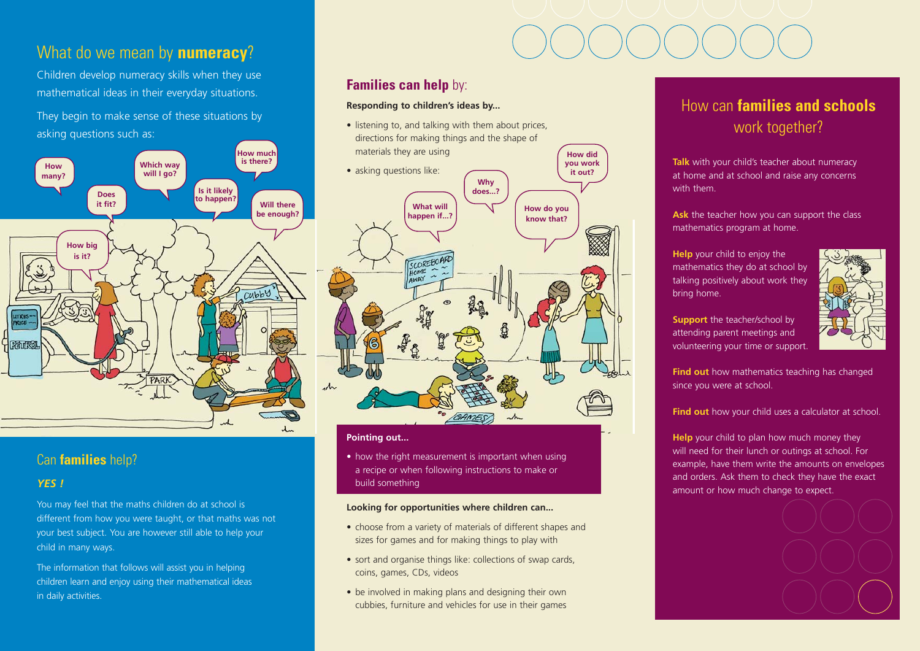## What do we mean by **numeracy**?

Children develop numeracy skills when they use mathematical ideas in their everyday situations.

They begin to make sense of these situations by asking questions such as:

How many? Does it fit? Which way will I go? Is it likely to happen? How much is there? Will there be enough? How big is it?

## Can **families** help?

***YES !***

You may feel that the maths children do at school is different from how you were taught, or that maths was not your best subject. You are however still able to help your child in many ways.

The information that follows will assist you in helping children learn and enjoy using their mathematical ideas in daily activities.

## **Families can help** by:

**Responding to children's ideas by...**

- listening to, and talking with them about prices, directions for making things and the shape of materials they are using
- asking questions like:

What will happen if...? Why does...? How do you know that? How did you work it out?

**Pointing out...**

- how the right measurement is important when using a recipe or when following instructions to make or build something

**Looking for opportunities where children can...**

- choose from a variety of materials of different shapes and sizes for games and for making things to play with
- sort and organise things like: collections of swap cards, coins, games, CDs, videos
- be involved in making plans and designing their own cubbies, furniture and vehicles for use in their games

## How can **families and schools** work together?

**Talk** with your child's teacher about numeracy at home and at school and raise any concerns with them.

**Ask** the teacher how you can support the class mathematics program at home.

**Help** your child to enjoy the mathematics they do at school by talking positively about work they bring home.

**Support** the teacher/school by attending parent meetings and volunteering your time or support.

**Find out** how mathematics teaching has changed since you were at school.

**Find out** how your child uses a calculator at school.

**Help** your child to plan how much money they will need for their lunch or outings at school. For example, have them write the amounts on envelopes and orders. Ask them to check they have the exact amount or how much change to expect.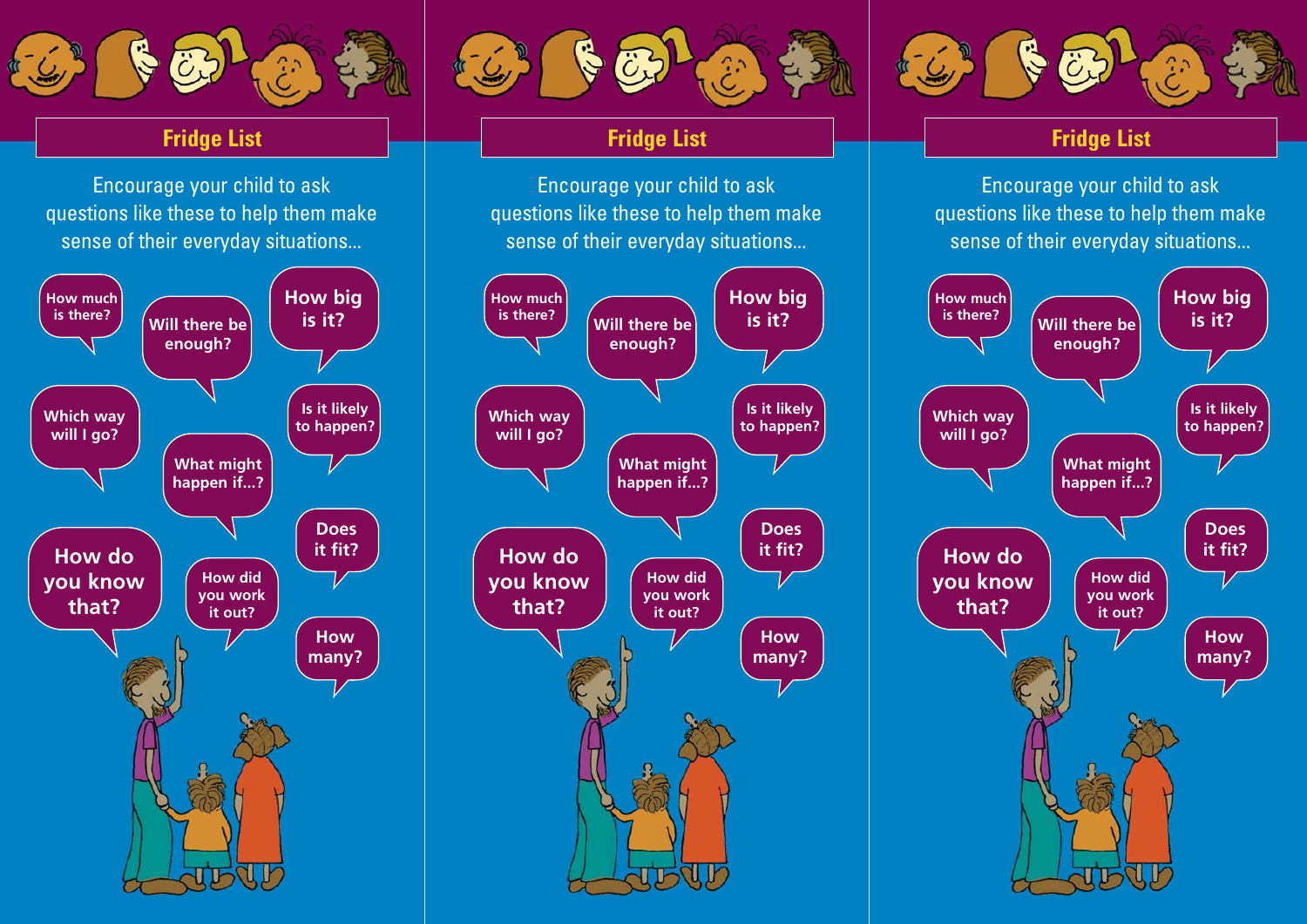## Fridge List

Encourage your child to ask questions like these to help them make sense of their everyday situations...

- How much is there?
- Will there be enough?
- How big is it?
- Which way will I go?
- Is it likely to happen?
- What might happen if...?
- Does it fit?
- How do you know that?
- How did you work it out?
- How many?

## Fridge List

Encourage your child to ask questions like these to help them make sense of their everyday situations...

- How much is there?
- Will there be enough?
- How big is it?
- Which way will I go?
- Is it likely to happen?
- What might happen if...?
- Does it fit?
- How do you know that?
- How did you work it out?
- How many?

## Fridge List

Encourage your child to ask questions like these to help them make sense of their everyday situations...

- How much is there?
- Will there be enough?
- How big is it?
- Which way will I go?
- Is it likely to happen?
- What might happen if...?
- Does it fit?
- How do you know that?
- How did you work it out?
- How many?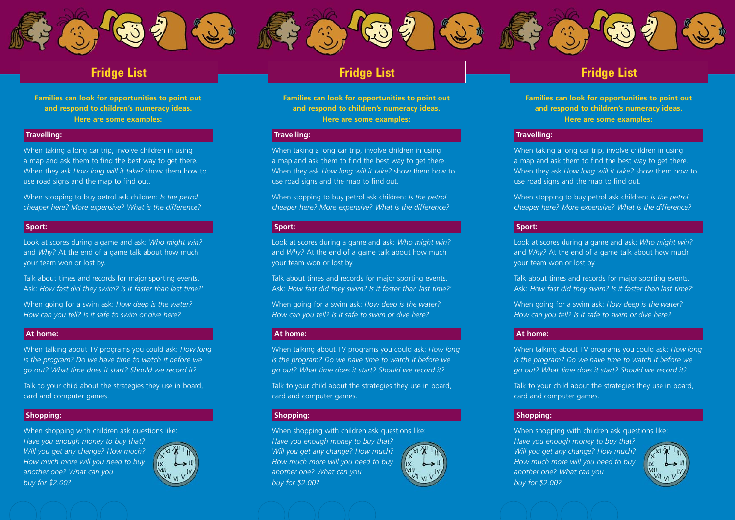## Fridge List

**Families can look for opportunities to point out and respond to children's numeracy ideas. Here are some examples:**

### Travelling:

When taking a long car trip, involve children in using a map and ask them to find the best way to get there. When they ask *How long will it take?* show them how to use road signs and the map to find out.

When stopping to buy petrol ask children: *Is the petrol cheaper here? More expensive? What is the difference?*

### Sport:

Look at scores during a game and ask: *Who might win?* and *Why?* At the end of a game talk about how much your team won or lost by.

Talk about times and records for major sporting events. Ask: *How fast did they swim? Is it faster than last time?'*

When going for a swim ask: *How deep is the water? How can you tell? Is it safe to swim or dive here?*

### At home:

When talking about TV programs you could ask: *How long is the program? Do we have time to watch it before we go out? What time does it start? Should we record it?*

Talk to your child about the strategies they use in board, card and computer games.

### Shopping:

When shopping with children ask questions like: *Have you enough money to buy that? Will you get any change? How much? How much more will you need to buy another one? What can you buy for $2.00?*

## Fridge List

**Families can look for opportunities to point out and respond to children's numeracy ideas. Here are some examples:**

### Travelling:

When taking a long car trip, involve children in using a map and ask them to find the best way to get there. When they ask *How long will it take?* show them how to use road signs and the map to find out.

When stopping to buy petrol ask children: *Is the petrol cheaper here? More expensive? What is the difference?*

### Sport:

Look at scores during a game and ask: *Who might win?* and *Why?* At the end of a game talk about how much your team won or lost by.

Talk about times and records for major sporting events. Ask: *How fast did they swim? Is it faster than last time?'*

When going for a swim ask: *How deep is the water? How can you tell? Is it safe to swim or dive here?*

### At home:

When talking about TV programs you could ask: *How long is the program? Do we have time to watch it before we go out? What time does it start? Should we record it?*

Talk to your child about the strategies they use in board, card and computer games.

### Shopping:

When shopping with children ask questions like: *Have you enough money to buy that? Will you get any change? How much? How much more will you need to buy another one? What can you buy for $2.00?*

## Fridge List

**Families can look for opportunities to point out and respond to children's numeracy ideas. Here are some examples:**

### Travelling:

When taking a long car trip, involve children in using a map and ask them to find the best way to get there. When they ask *How long will it take?* show them how to use road signs and the map to find out.

When stopping to buy petrol ask children: *Is the petrol cheaper here? More expensive? What is the difference?*

### Sport:

Look at scores during a game and ask: *Who might win?* and *Why?* At the end of a game talk about how much your team won or lost by.

Talk about times and records for major sporting events. Ask: *How fast did they swim? Is it faster than last time?'*

When going for a swim ask: *How deep is the water? How can you tell? Is it safe to swim or dive here?*

### At home:

When talking about TV programs you could ask: *How long is the program? Do we have time to watch it before we go out? What time does it start? Should we record it?*

Talk to your child about the strategies they use in board, card and computer games.

### Shopping:

When shopping with children ask questions like: *Have you enough money to buy that? Will you get any change? How much? How much more will you need to buy another one? What can you buy for $2.00?*